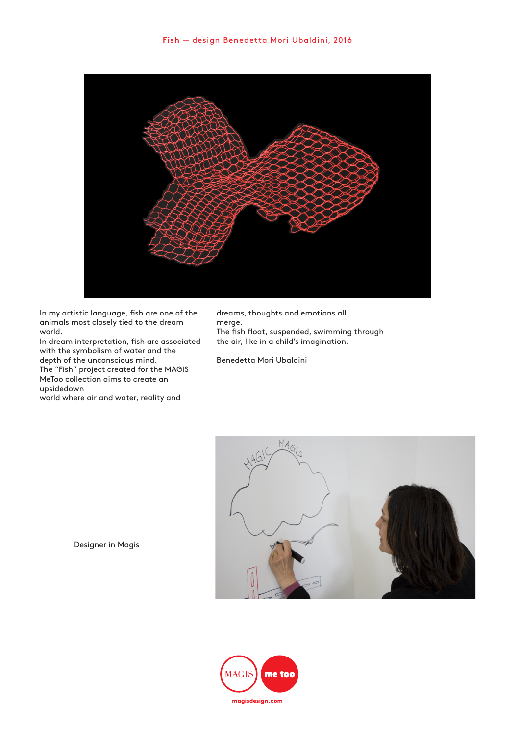**Fish** — design Benedetta Mori Ubaldini, 2016

In my artistic language, fish are one of the animals most closely tied to the dream world.
In dream interpretation, fish are associated with the symbolism of water and the depth of the unconscious mind.
The "Fish" project created for the MAGIS MeToo collection aims to create an upsidedown world where air and water, reality and dreams, thoughts and emotions all merge.
The fish float, suspended, swimming through the air, like in a child's imagination.

Benedetta Mori Ubaldini

Designer in Magis

magisdesign.com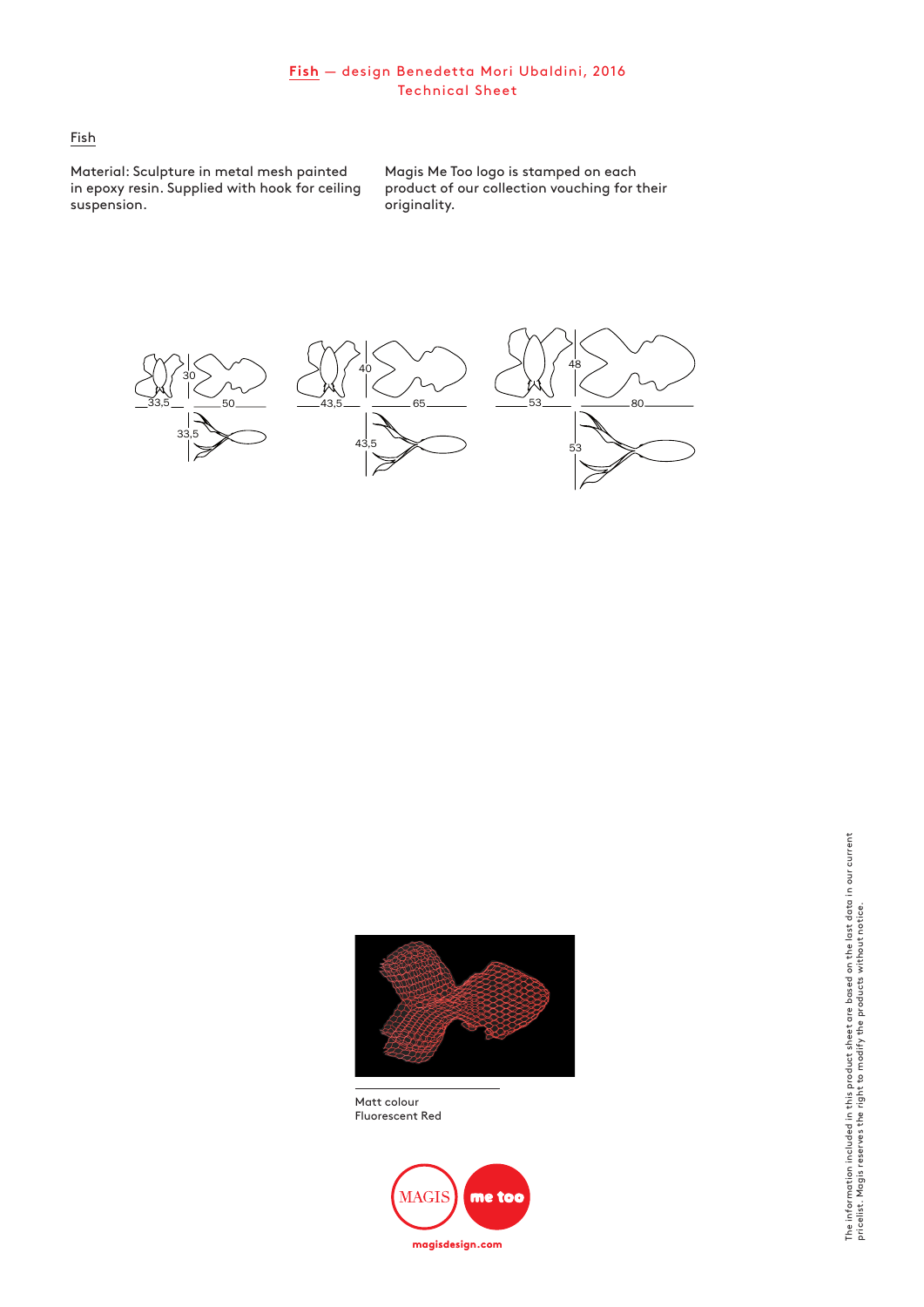**Fish** — design Benedetta Mori Ubaldini, 2016
Technical Sheet

Fish

Material: Sculpture in metal mesh painted in epoxy resin. Supplied with hook for ceiling suspension.

Magis Me Too logo is stamped on each product of our collection vouching for their originality.

30
33,5
50
33,5

40
43,5
65
43,5

48
53
80
53

Matt colour
Fluorescent Red

MAGIS
me too
magisdesign.com

The information included in this product sheet are based on the last data in our current pricelist. Magis reserves the right to modify the products without notice.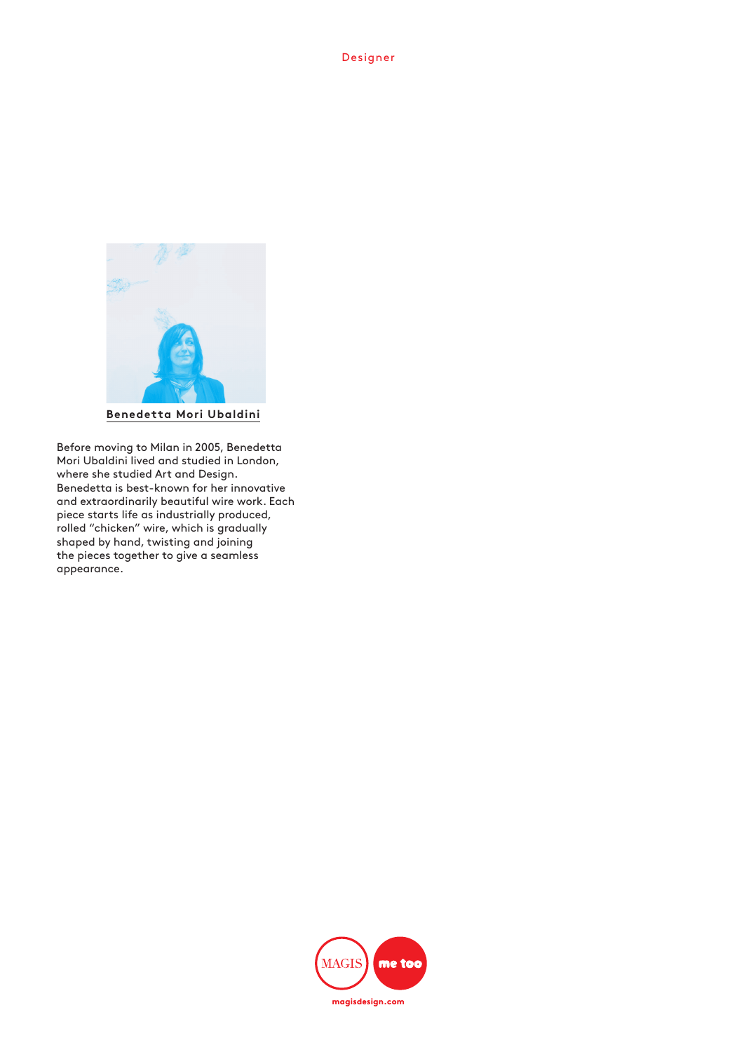Designer

**Benedetta Mori Ubaldini**

Before moving to Milan in 2005, Benedetta Mori Ubaldini lived and studied in London, where she studied Art and Design. Benedetta is best-known for her innovative and extraordinarily beautiful wire work. Each piece starts life as industrially produced, rolled “chicken” wire, which is gradually shaped by hand, twisting and joining the pieces together to give a seamless appearance.

MAGIS me too

magisdesign.com